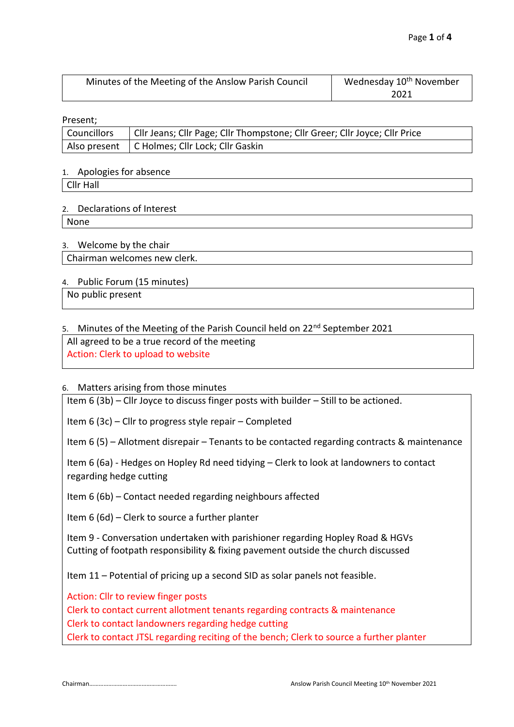| Minutes of the Meeting of the Anslow Parish Council | Wednesday 10th November 2021 |
|---|---|

Present;

| | |
|---|---|
| Councillors | Cllr Jeans; Cllr Page; Cllr Thompstone; Cllr Greer; Cllr Joyce; Cllr Price |
| Also present | C Holmes; Cllr Lock; Cllr Gaskin |

1. Apologies for absence

Cllr Hall

2. Declarations of Interest

None

3. Welcome by the chair

Chairman welcomes new clerk.

4. Public Forum (15 minutes)

No public present

5. Minutes of the Meeting of the Parish Council held on 22nd September 2021

All agreed to be a true record of the meeting

Action: Clerk to upload to website

6. Matters arising from those minutes

Item 6 (3b) – Cllr Joyce to discuss finger posts with builder – Still to be actioned.

Item 6 (3c) – Cllr to progress style repair – Completed

Item 6 (5) – Allotment disrepair – Tenants to be contacted regarding contracts & maintenance

Item 6 (6a) - Hedges on Hopley Rd need tidying – Clerk to look at landowners to contact regarding hedge cutting

Item 6 (6b) – Contact needed regarding neighbours affected

Item 6 (6d) – Clerk to source a further planter

Item 9 - Conversation undertaken with parishioner regarding Hopley Road & HGVs
Cutting of footpath responsibility & fixing pavement outside the church discussed

Item 11 – Potential of pricing up a second SID as solar panels not feasible.

Action: Cllr to review finger posts
Clerk to contact current allotment tenants regarding contracts & maintenance
Clerk to contact landowners regarding hedge cutting
Clerk to contact JTSL regarding reciting of the bench; Clerk to source a further planter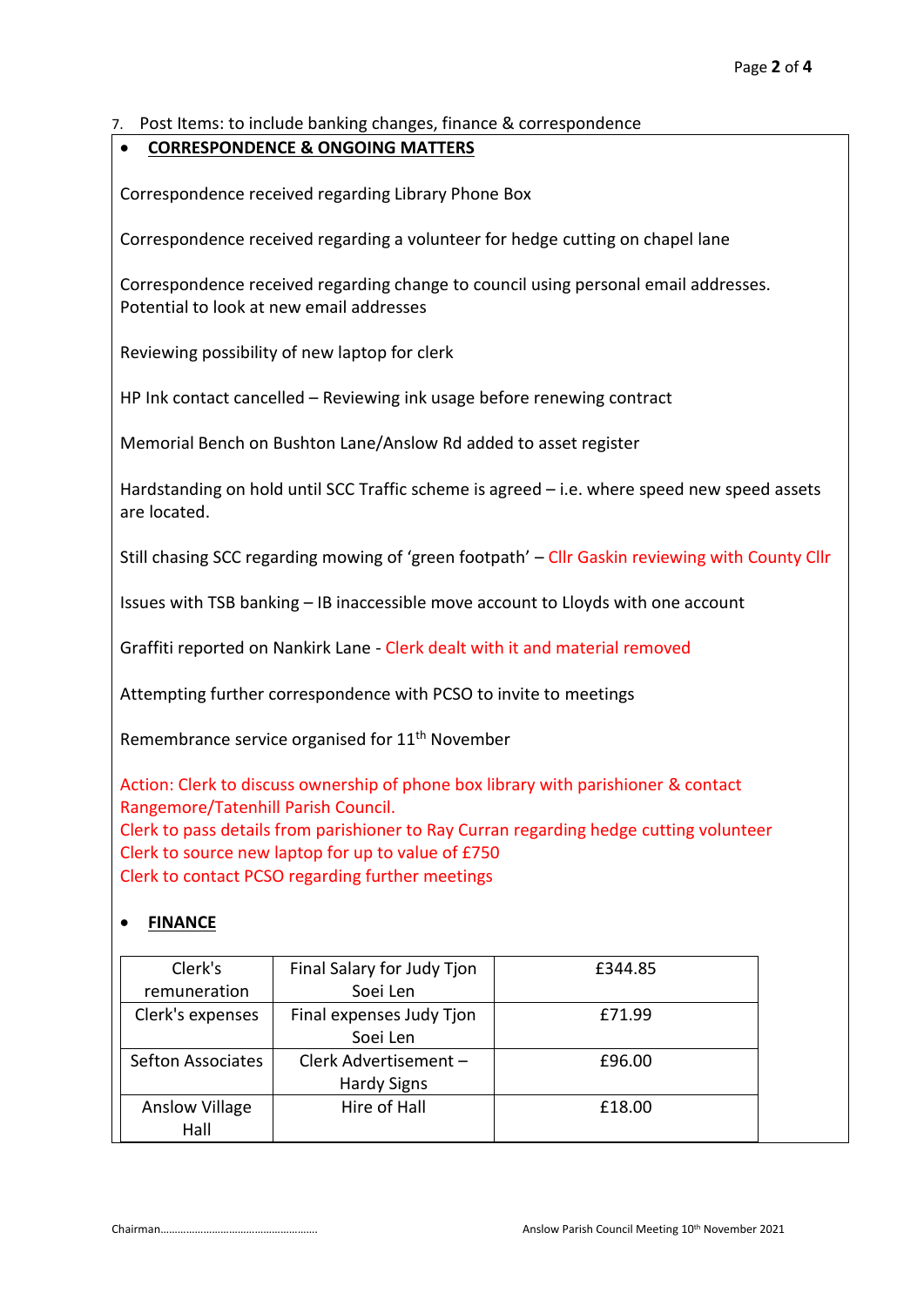7. Post Items: to include banking changes, finance & correspondence

- **CORRESPONDENCE & ONGOING MATTERS**

Correspondence received regarding Library Phone Box

Correspondence received regarding a volunteer for hedge cutting on chapel lane

Correspondence received regarding change to council using personal email addresses. Potential to look at new email addresses

Reviewing possibility of new laptop for clerk

HP Ink contact cancelled – Reviewing ink usage before renewing contract

Memorial Bench on Bushton Lane/Anslow Rd added to asset register

Hardstanding on hold until SCC Traffic scheme is agreed – i.e. where speed new speed assets are located.

Still chasing SCC regarding mowing of 'green footpath' – Cllr Gaskin reviewing with County Cllr

Issues with TSB banking – IB inaccessible move account to Lloyds with one account

Graffiti reported on Nankirk Lane - Clerk dealt with it and material removed

Attempting further correspondence with PCSO to invite to meetings

Remembrance service organised for 11th November

Action: Clerk to discuss ownership of phone box library with parishioner & contact Rangemore/Tatenhill Parish Council.
Clerk to pass details from parishioner to Ray Curran regarding hedge cutting volunteer
Clerk to source new laptop for up to value of £750
Clerk to contact PCSO regarding further meetings

- **FINANCE**

| | | |
|---|---|---|
| Clerk's remuneration | Final Salary for Judy Tjon Soei Len | £344.85 |
| Clerk's expenses | Final expenses Judy Tjon Soei Len | £71.99 |
| Sefton Associates | Clerk Advertisement – Hardy Signs | £96.00 |
| Anslow Village Hall | Hire of Hall | £18.00 |

Chairman………………………………………………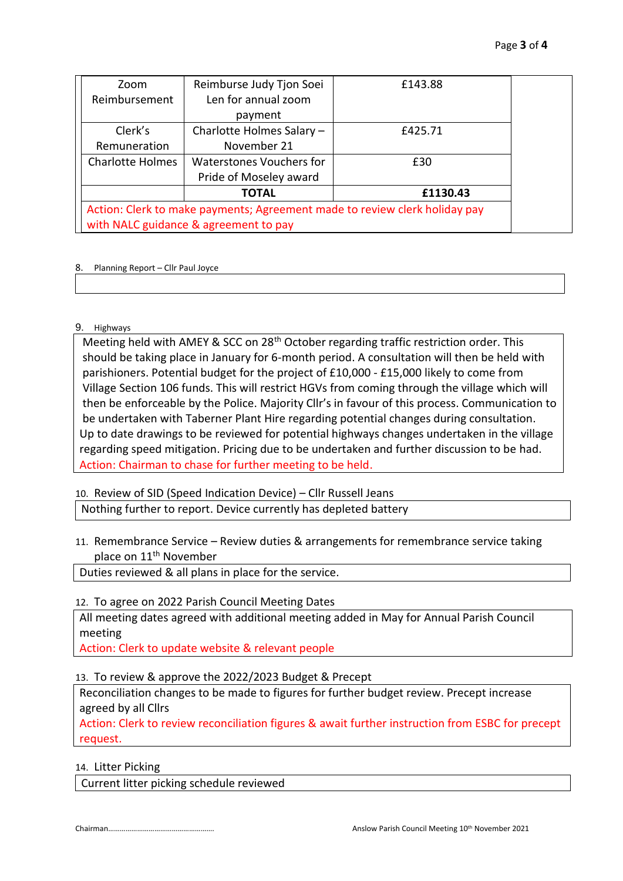| | | |
|---|---|---|
| Zoom Reimbursement | Reimburse Judy Tjon Soei Len for annual zoom payment | £143.88 |
| Clerk's Remuneration | Charlotte Holmes Salary – November 21 | £425.71 |
| Charlotte Holmes | Waterstones Vouchers for Pride of Moseley award | £30 |
| | **TOTAL** | **£1130.43** |
| Action: Clerk to make payments; Agreement made to review clerk holiday pay with NALC guidance & agreement to pay | | |

8. Planning Report – Cllr Paul Joyce

9. Highways

Meeting held with AMEY & SCC on 28th October regarding traffic restriction order. This should be taking place in January for 6-month period. A consultation will then be held with parishioners. Potential budget for the project of £10,000 - £15,000 likely to come from Village Section 106 funds. This will restrict HGVs from coming through the village which will then be enforceable by the Police. Majority Cllr's in favour of this process. Communication to be undertaken with Taberner Plant Hire regarding potential changes during consultation.
Up to date drawings to be reviewed for potential highways changes undertaken in the village regarding speed mitigation. Pricing due to be undertaken and further discussion to be had.
Action: Chairman to chase for further meeting to be held.

10. Review of SID (Speed Indication Device) – Cllr Russell Jeans

Nothing further to report. Device currently has depleted battery

11. Remembrance Service – Review duties & arrangements for remembrance service taking place on 11th November

Duties reviewed & all plans in place for the service.

12. To agree on 2022 Parish Council Meeting Dates

All meeting dates agreed with additional meeting added in May for Annual Parish Council meeting
Action: Clerk to update website & relevant people

13. To review & approve the 2022/2023 Budget & Precept

Reconciliation changes to be made to figures for further budget review. Precept increase agreed by all Cllrs
Action: Clerk to review reconciliation figures & await further instruction from ESBC for precept request.

14. Litter Picking

Current litter picking schedule reviewed

Chairman……………………………………………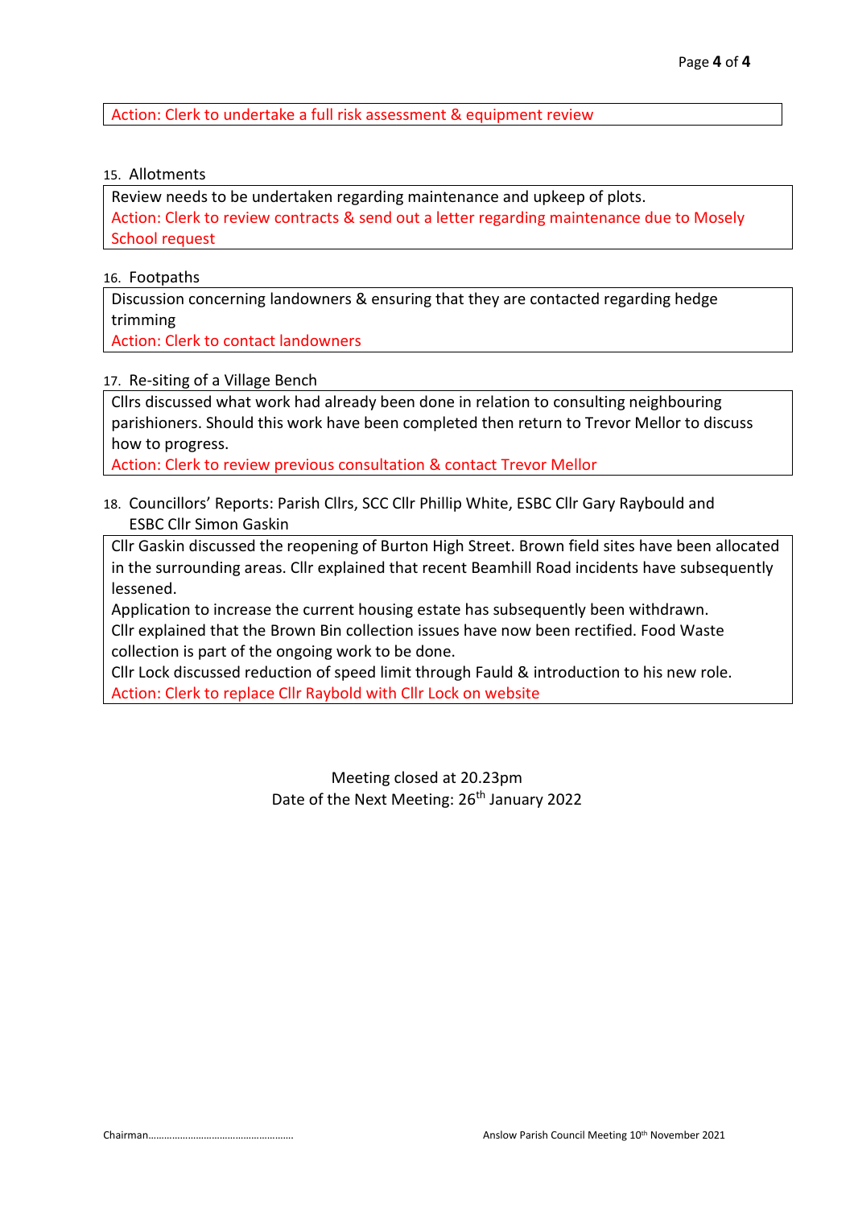Action: Clerk to undertake a full risk assessment & equipment review

15. Allotments

Review needs to be undertaken regarding maintenance and upkeep of plots.
Action: Clerk to review contracts & send out a letter regarding maintenance due to Mosely School request

16. Footpaths

Discussion concerning landowners & ensuring that they are contacted regarding hedge trimming
Action: Clerk to contact landowners

17. Re-siting of a Village Bench

Cllrs discussed what work had already been done in relation to consulting neighbouring parishioners. Should this work have been completed then return to Trevor Mellor to discuss how to progress.
Action: Clerk to review previous consultation & contact Trevor Mellor

18. Councillors' Reports: Parish Cllrs, SCC Cllr Phillip White, ESBC Cllr Gary Raybould and ESBC Cllr Simon Gaskin

Cllr Gaskin discussed the reopening of Burton High Street. Brown field sites have been allocated in the surrounding areas. Cllr explained that recent Beamhill Road incidents have subsequently lessened.
Application to increase the current housing estate has subsequently been withdrawn.
Cllr explained that the Brown Bin collection issues have now been rectified. Food Waste collection is part of the ongoing work to be done.
Cllr Lock discussed reduction of speed limit through Fauld & introduction to his new role.
Action: Clerk to replace Cllr Raybold with Cllr Lock on website

Meeting closed at 20.23pm
Date of the Next Meeting: 26th January 2022

Chairman……………………………………………